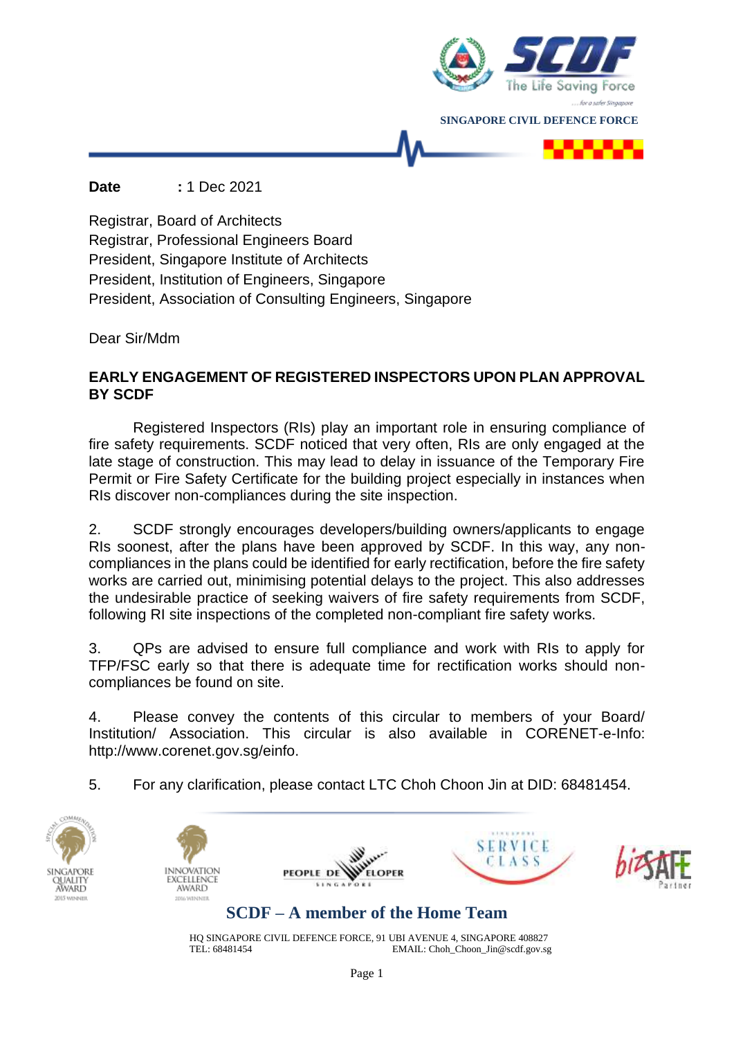SINGAPORE CIVIL DEFENCE FORCE

**Date** : 1 Dec 2021

Registrar, Board of Architects
Registrar, Professional Engineers Board
President, Singapore Institute of Architects
President, Institution of Engineers, Singapore
President, Association of Consulting Engineers, Singapore

Dear Sir/Mdm

**EARLY ENGAGEMENT OF REGISTERED INSPECTORS UPON PLAN APPROVAL BY SCDF**

Registered Inspectors (RIs) play an important role in ensuring compliance of fire safety requirements. SCDF noticed that very often, RIs are only engaged at the late stage of construction. This may lead to delay in issuance of the Temporary Fire Permit or Fire Safety Certificate for the building project especially in instances when RIs discover non-compliances during the site inspection.

2. SCDF strongly encourages developers/building owners/applicants to engage RIs soonest, after the plans have been approved by SCDF. In this way, any non-compliances in the plans could be identified for early rectification, before the fire safety works are carried out, minimising potential delays to the project. This also addresses the undesirable practice of seeking waivers of fire safety requirements from SCDF, following RI site inspections of the completed non-compliant fire safety works.

3. QPs are advised to ensure full compliance and work with RIs to apply for TFP/FSC early so that there is adequate time for rectification works should non-compliances be found on site.

4. Please convey the contents of this circular to members of your Board/ Institution/ Association. This circular is also available in CORENET-e-Info: http://www.corenet.gov.sg/einfo.

5. For any clarification, please contact LTC Choh Choon Jin at DID: 68481454.

**SCDF – A member of the Home Team**

HQ SINGAPORE CIVIL DEFENCE FORCE, 91 UBI AVENUE 4, SINGAPORE 408827
TEL: 68481454 EMAIL: Choh_Choon_Jin@scdf.gov.sg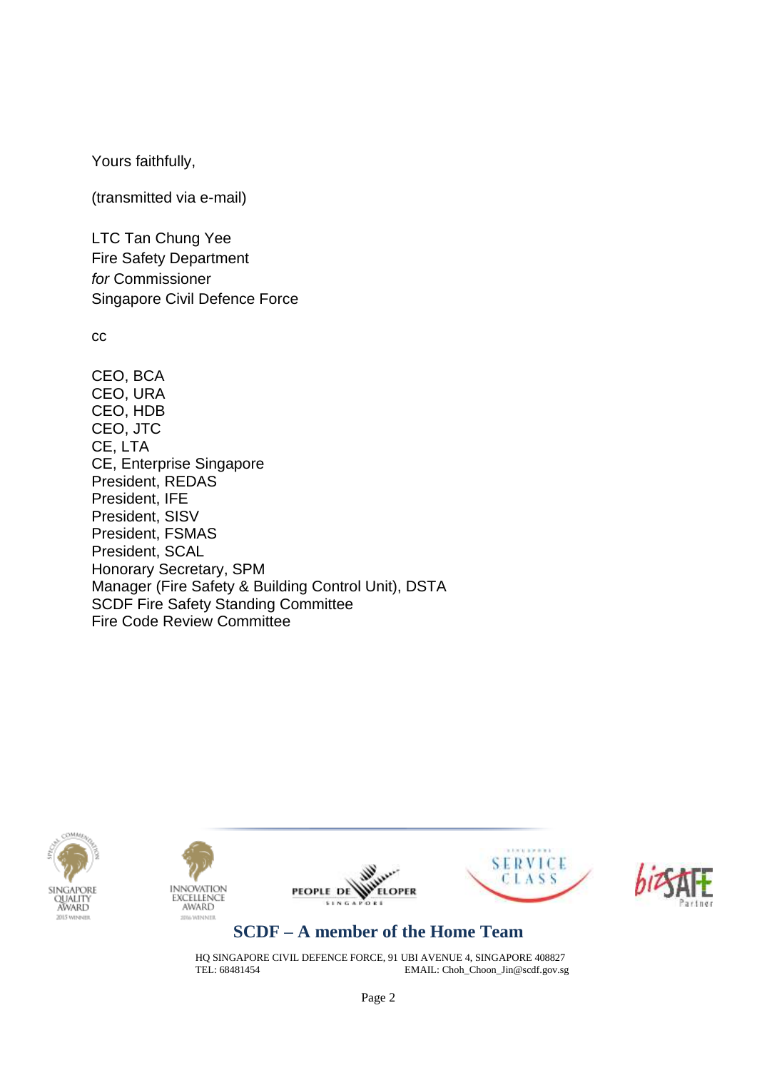Yours faithfully,

(transmitted via e-mail)

LTC Tan Chung Yee
Fire Safety Department
*for* Commissioner
Singapore Civil Defence Force

cc

CEO, BCA
CEO, URA
CEO, HDB
CEO, JTC
CE, LTA
CE, Enterprise Singapore
President, REDAS
President, IFE
President, SISV
President, FSMAS
President, SCAL
Honorary Secretary, SPM
Manager (Fire Safety & Building Control Unit), DSTA
SCDF Fire Safety Standing Committee
Fire Code Review Committee

**SCDF – A member of the Home Team**

HQ SINGAPORE CIVIL DEFENCE FORCE, 91 UBI AVENUE 4, SINGAPORE 408827
TEL: 68481454 EMAIL: Choh_Choon_Jin@scdf.gov.sg